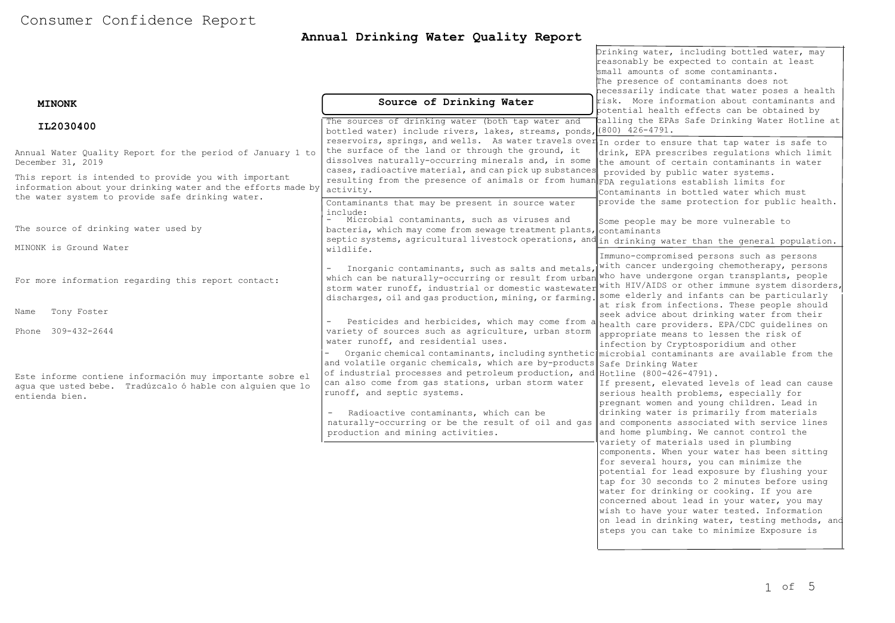# Consumer Confidence Report

## Annual Drinking Water Quality Report

**MINONK**

**IL2030400**

Annual Water Quality Report for the period of January 1 to December 31, 2019

This report is intended to provide you with important information about your drinking water and the efforts made by the water system to provide safe drinking water.

The source of drinking water used by

MINONK is Ground Water

For more information regarding this report contact:

Name Tony Foster

Phone 309-432-2644

Este informe contiene información muy importante sobre el agua que usted bebe. Tradúzcalo ó hable con alguien que lo entienda bien.

### Source of Drinking Water

The sources of drinking water (both tap water and bottled water) include rivers, lakes, streams, ponds, reservoirs, springs, and wells. As water travels over the surface of the land or through the ground, it dissolves naturally-occurring minerals and, in some cases, radioactive material, and can pick up substances resulting from the presence of animals or from human activity.

Contaminants that may be present in source water include:

- Microbial contaminants, such as viruses and bacteria, which may come from sewage treatment plants, septic systems, agricultural livestock operations, and wildlife.
- Inorganic contaminants, such as salts and metals, which can be naturally-occurring or result from urban storm water runoff, industrial or domestic wastewater discharges, oil and gas production, mining, or farming.
- Pesticides and herbicides, which may come from a variety of sources such as agriculture, urban storm water runoff, and residential uses.
- Organic chemical contaminants, including synthetic and volatile organic chemicals, which are by-products of industrial processes and petroleum production, and can also come from gas stations, urban storm water runoff, and septic systems.
- Radioactive contaminants, which can be naturally-occurring or be the result of oil and gas production and mining activities.

Drinking water, including bottled water, may reasonably be expected to contain at least small amounts of some contaminants. The presence of contaminants does not necessarily indicate that water poses a health risk. More information about contaminants and potential health effects can be obtained by calling the EPAs Safe Drinking Water Hotline at (800) 426-4791.

In order to ensure that tap water is safe to drink, EPA prescribes regulations which limit the amount of certain contaminants in water provided by public water systems. FDA regulations establish limits for Contaminants in bottled water which must provide the same protection for public health.

Some people may be more vulnerable to contaminants in drinking water than the general population. Immuno-compromised persons such as persons with cancer undergoing chemotherapy, persons who have undergone organ transplants, people with HIV/AIDS or other immune system disorders, some elderly and infants can be particularly at risk from infections. These people should seek advice about drinking water from their health care providers. EPA/CDC guidelines on appropriate means to lessen the risk of infection by Cryptosporidium and other microbial contaminants are available from the Safe Drinking Water Hotline (800-426-4791).

If present, elevated levels of lead can cause serious health problems, especially for pregnant women and young children. Lead in drinking water is primarily from materials and components associated with service lines and home plumbing. We cannot control the variety of materials used in plumbing components. When your water has been sitting for several hours, you can minimize the potential for lead exposure by flushing your tap for 30 seconds to 2 minutes before using water for drinking or cooking. If you are concerned about lead in your water, you may wish to have your water tested. Information on lead in drinking water, testing methods, and steps you can take to minimize Exposure is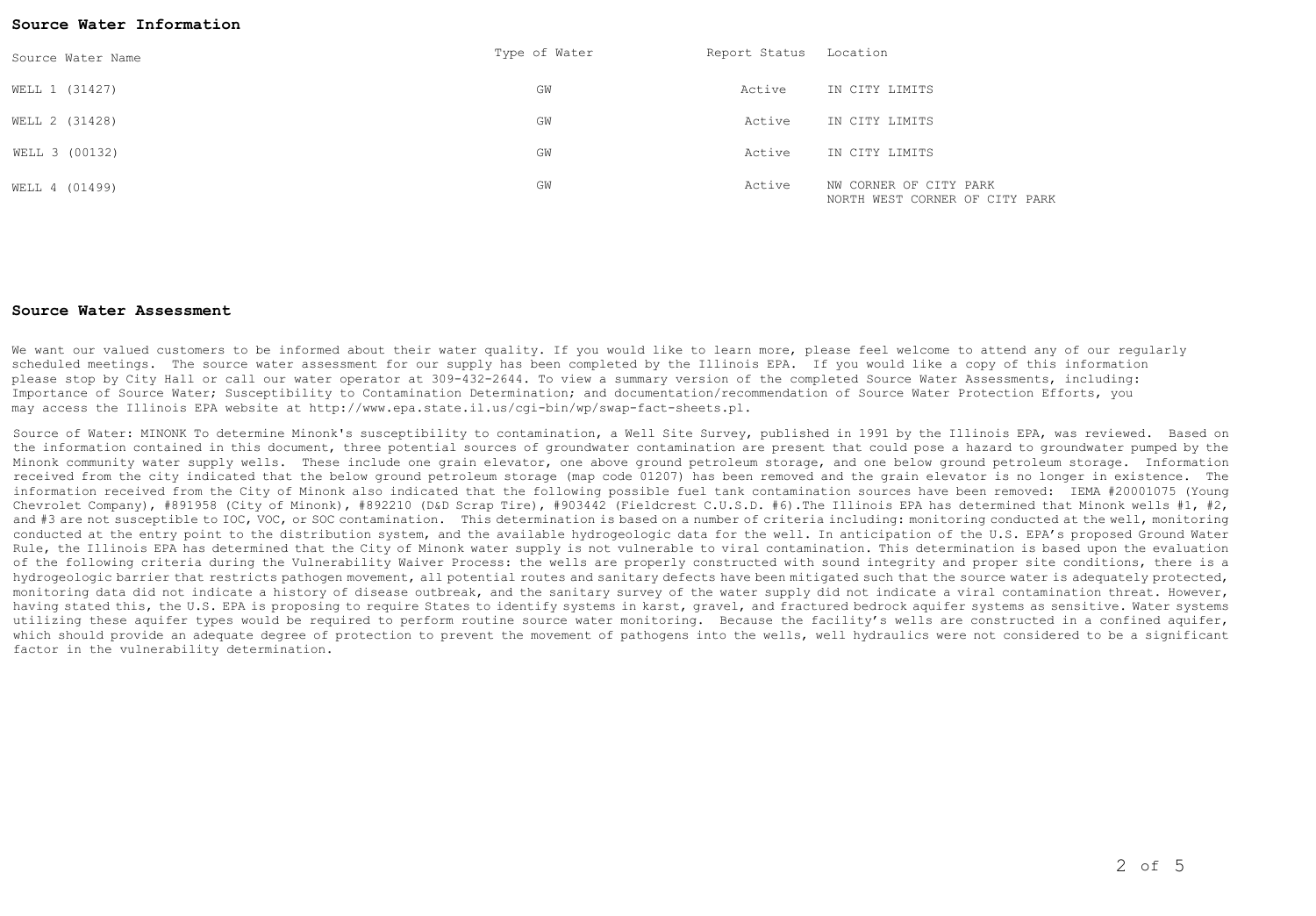## Source Water Information

| Source Water Name | Type of Water | Report Status | Location |
|---|---|---|---|
| WELL 1 (31427) | GW | Active | IN CITY LIMITS |
| WELL 2 (31428) | GW | Active | IN CITY LIMITS |
| WELL 3 (00132) | GW | Active | IN CITY LIMITS |
| WELL 4 (01499) | GW | Active | NW CORNER OF CITY PARK NORTH WEST CORNER OF CITY PARK |

## Source Water Assessment

We want our valued customers to be informed about their water quality. If you would like to learn more, please feel welcome to attend any of our regularly scheduled meetings. The source water assessment for our supply has been completed by the Illinois EPA. If you would like a copy of this information please stop by City Hall or call our water operator at 309-432-2644. To view a summary version of the completed Source Water Assessments, including: Importance of Source Water; Susceptibility to Contamination Determination; and documentation/recommendation of Source Water Protection Efforts, you may access the Illinois EPA website at http://www.epa.state.il.us/cgi-bin/wp/swap-fact-sheets.pl.

Source of Water: MINONK To determine Minonk's susceptibility to contamination, a Well Site Survey, published in 1991 by the Illinois EPA, was reviewed. Based on the information contained in this document, three potential sources of groundwater contamination are present that could pose a hazard to groundwater pumped by the Minonk community water supply wells. These include one grain elevator, one above ground petroleum storage, and one below ground petroleum storage. Information received from the city indicated that the below ground petroleum storage (map code 01207) has been removed and the grain elevator is no longer in existence. The information received from the City of Minonk also indicated that the following possible fuel tank contamination sources have been removed: IEMA #20001075 (Young Chevrolet Company), #891958 (City of Minonk), #892210 (D&D Scrap Tire), #903442 (Fieldcrest C.U.S.D. #6).The Illinois EPA has determined that Minonk wells #1, #2, and #3 are not susceptible to IOC, VOC, or SOC contamination. This determination is based on a number of criteria including: monitoring conducted at the well, monitoring conducted at the entry point to the distribution system, and the available hydrogeologic data for the well. In anticipation of the U.S. EPA's proposed Ground Water Rule, the Illinois EPA has determined that the City of Minonk water supply is not vulnerable to viral contamination. This determination is based upon the evaluation of the following criteria during the Vulnerability Waiver Process: the wells are properly constructed with sound integrity and proper site conditions, there is a hydrogeologic barrier that restricts pathogen movement, all potential routes and sanitary defects have been mitigated such that the source water is adequately protected, monitoring data did not indicate a history of disease outbreak, and the sanitary survey of the water supply did not indicate a viral contamination threat. However, having stated this, the U.S. EPA is proposing to require States to identify systems in karst, gravel, and fractured bedrock aquifer systems as sensitive. Water systems utilizing these aquifer types would be required to perform routine source water monitoring. Because the facility's wells are constructed in a confined aquifer, which should provide an adequate degree of protection to prevent the movement of pathogens into the wells, well hydraulics were not considered to be a significant factor in the vulnerability determination.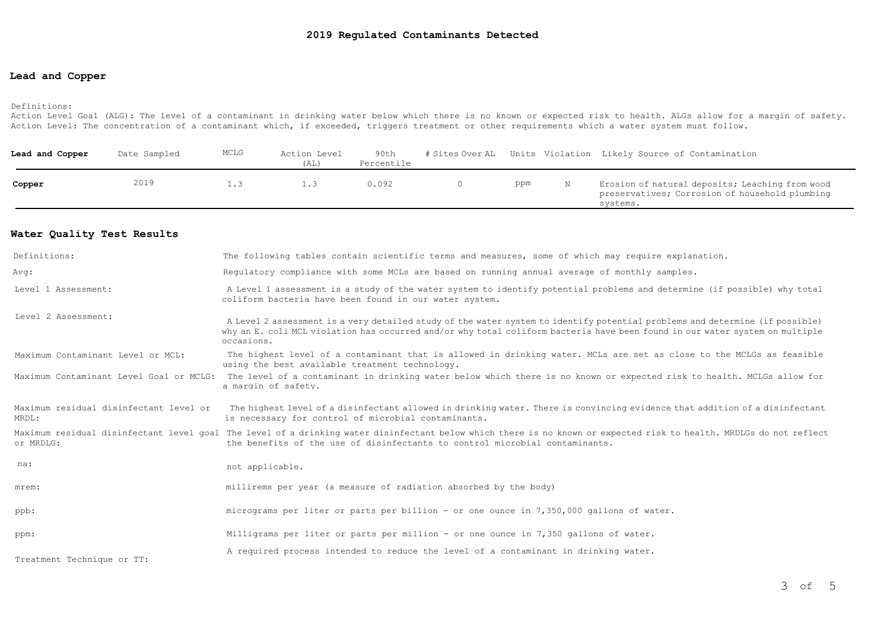# 2019 Regulated Contaminants Detected

## Lead and Copper

Definitions:
Action Level Goal (ALG): The level of a contaminant in drinking water below which there is no known or expected risk to health. ALGs allow for a margin of safety.
Action Level: The concentration of a contaminant which, if exceeded, triggers treatment or other requirements which a water system must follow.

| Lead and Copper | Date Sampled | MCLG | Action Level (AL) | 90th Percentile | # Sites Over AL | Units | Violation | Likely Source of Contamination |
|---|---|---|---|---|---|---|---|---|
| **Copper** | 2019 | 1.3 | 1.3 | 0.092 | 0 | ppm | N | Erosion of natural deposits; Leaching from wood preservatives; Corrosion of household plumbing systems. |

## Water Quality Test Results

| | |
|---|---|
| Definitions: | The following tables contain scientific terms and measures, some of which may require explanation. |
| Avg: | Regulatory compliance with some MCLs are based on running annual average of monthly samples. |
| Level 1 Assessment: | A Level 1 assessment is a study of the water system to identify potential problems and determine (if possible) why total coliform bacteria have been found in our water system. |
| Level 2 Assessment: | A Level 2 assessment is a very detailed study of the water system to identify potential problems and determine (if possible) why an E. coli MCL violation has occurred and/or why total coliform bacteria have been found in our water system on multiple occasions. |
| Maximum Contaminant Level or MCL: | The highest level of a contaminant that is allowed in drinking water. MCLs are set as close to the MCLGs as feasible using the best available treatment technology. |
| Maximum Contaminant Level Goal or MCLG: | The level of a contaminant in drinking water below which there is no known or expected risk to health. MCLGs allow for a margin of safety. |
| Maximum residual disinfectant level or MRDL: | The highest level of a disinfectant allowed in drinking water. There is convincing evidence that addition of a disinfectant is necessary for control of microbial contaminants. |
| Maximum residual disinfectant level goal or MRDLG: | The level of a drinking water disinfectant below which there is no known or expected risk to health. MRDLGs do not reflect the benefits of the use of disinfectants to control microbial contaminants. |
| na: | not applicable. |
| mrem: | millirems per year (a measure of radiation absorbed by the body) |
| ppb: | micrograms per liter or parts per billion - or one ounce in 7,350,000 gallons of water. |
| ppm: | Milligrams per liter or parts per million - or one ounce in 7,350 gallons of water. |
| Treatment Technique or TT: | A required process intended to reduce the level of a contaminant in drinking water. |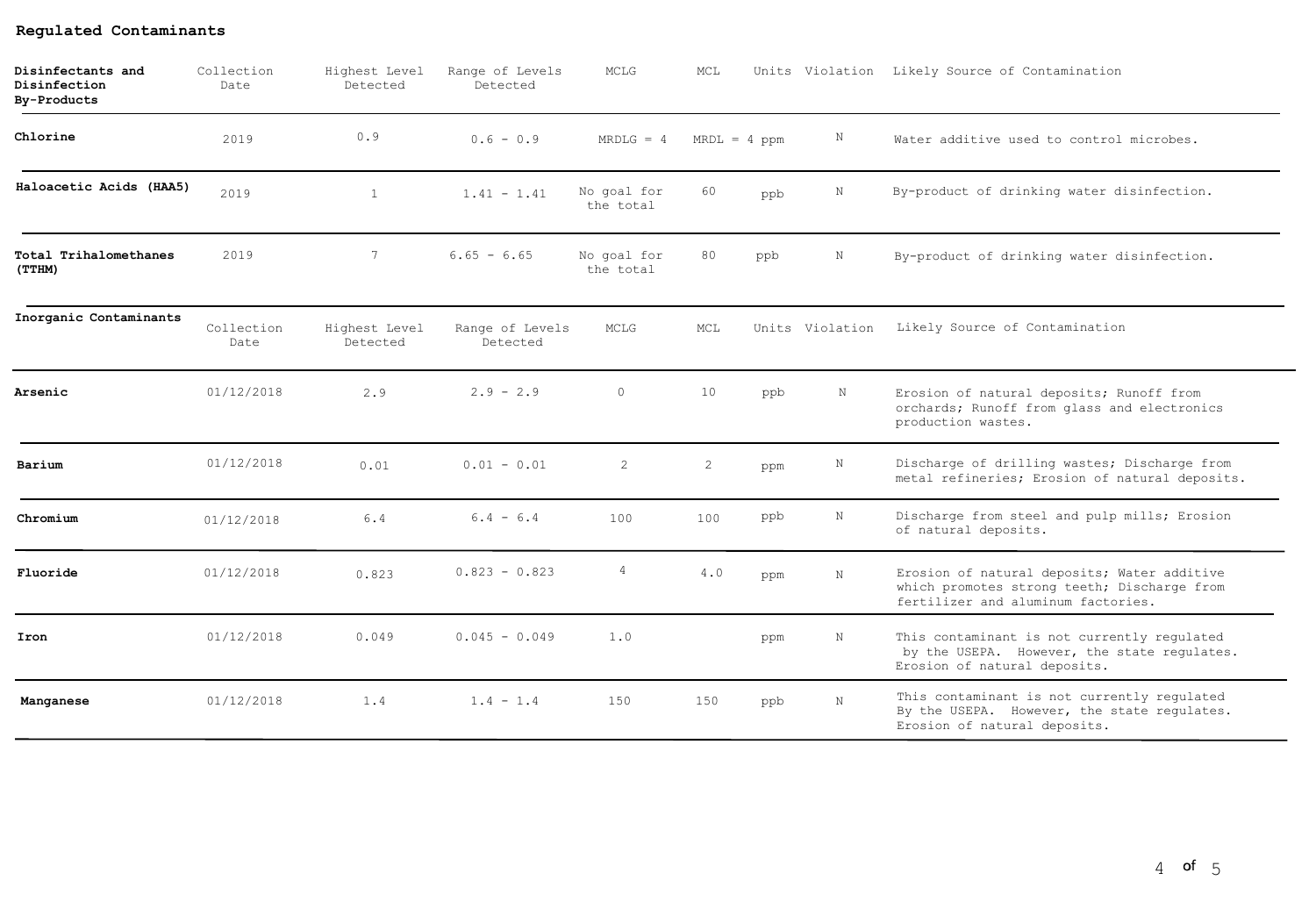## Regulated Contaminants

| Disinfectants and Disinfection By-Products | Collection Date | Highest Level Detected | Range of Levels Detected | MCLG | MCL | Units | Violation | Likely Source of Contamination |
|---|---|---|---|---|---|---|---|---|
| **Chlorine** | 2019 | 0.9 | 0.6 - 0.9 | MRDLG = 4 | MRDL = 4 | ppm | N | Water additive used to control microbes. |
| **Haloacetic Acids (HAA5)** | 2019 | 1 | 1.41 - 1.41 | No goal for the total | 60 | ppb | N | By-product of drinking water disinfection. |
| **Total Trihalomethanes (TTHM)** | 2019 | 7 | 6.65 - 6.65 | No goal for the total | 80 | ppb | N | By-product of drinking water disinfection. |

| Inorganic Contaminants | Collection Date | Highest Level Detected | Range of Levels Detected | MCLG | MCL | Units | Violation | Likely Source of Contamination |
|---|---|---|---|---|---|---|---|---|
| **Arsenic** | 01/12/2018 | 2.9 | 2.9 - 2.9 | 0 | 10 | ppb | N | Erosion of natural deposits; Runoff from orchards; Runoff from glass and electronics production wastes. |
| **Barium** | 01/12/2018 | 0.01 | 0.01 - 0.01 | 2 | 2 | ppm | N | Discharge of drilling wastes; Discharge from metal refineries; Erosion of natural deposits. |
| **Chromium** | 01/12/2018 | 6.4 | 6.4 - 6.4 | 100 | 100 | ppb | N | Discharge from steel and pulp mills; Erosion of natural deposits. |
| **Fluoride** | 01/12/2018 | 0.823 | 0.823 - 0.823 | 4 | 4.0 | ppm | N | Erosion of natural deposits; Water additive which promotes strong teeth; Discharge from fertilizer and aluminum factories. |
| **Iron** | 01/12/2018 | 0.049 | 0.045 - 0.049 | 1.0 | | ppm | N | This contaminant is not currently regulated by the USEPA. However, the state regulates. Erosion of natural deposits. |
| **Manganese** | 01/12/2018 | 1.4 | 1.4 - 1.4 | 150 | 150 | ppb | N | This contaminant is not currently regulated By the USEPA. However, the state regulates. Erosion of natural deposits. |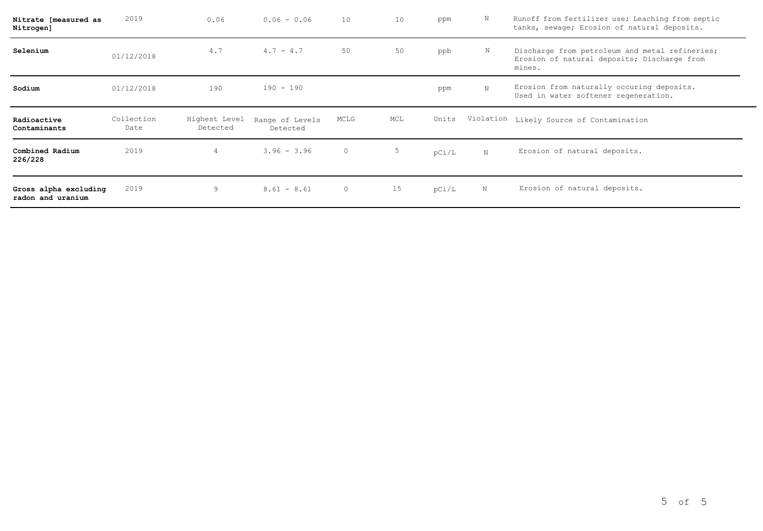| | | | | | | | | |
|---|---|---|---|---|---|---|---|---|
| **Nitrate [measured as Nitrogen]** | 2019 | 0.06 | 0.06 - 0.06 | 10 | 10 | ppm | N | Runoff from fertilizer use; Leaching from septic tanks, sewage; Erosion of natural deposits. |
| **Selenium** | 01/12/2018 | 4.7 | 4.7 - 4.7 | 50 | 50 | ppb | N | Discharge from petroleum and metal refineries; Erosion of natural deposits; Discharge from mines. |
| **Sodium** | 01/12/2018 | 190 | 190 - 190 | | | ppm | N | Erosion from naturally occuring deposits. Used in water softener regeneration. |

| **Radioactive Contaminants** | Collection Date | Highest Level Detected | Range of Levels Detected | MCLG | MCL | Units | Violation | Likely Source of Contamination |
|---|---|---|---|---|---|---|---|---|
| **Combined Radium 226/228** | 2019 | 4 | 3.96 - 3.96 | 0 | 5 | pCi/L | N | Erosion of natural deposits. |
| **Gross alpha excluding radon and uranium** | 2019 | 9 | 8.61 - 8.61 | 0 | 15 | pCi/L | N | Erosion of natural deposits. |